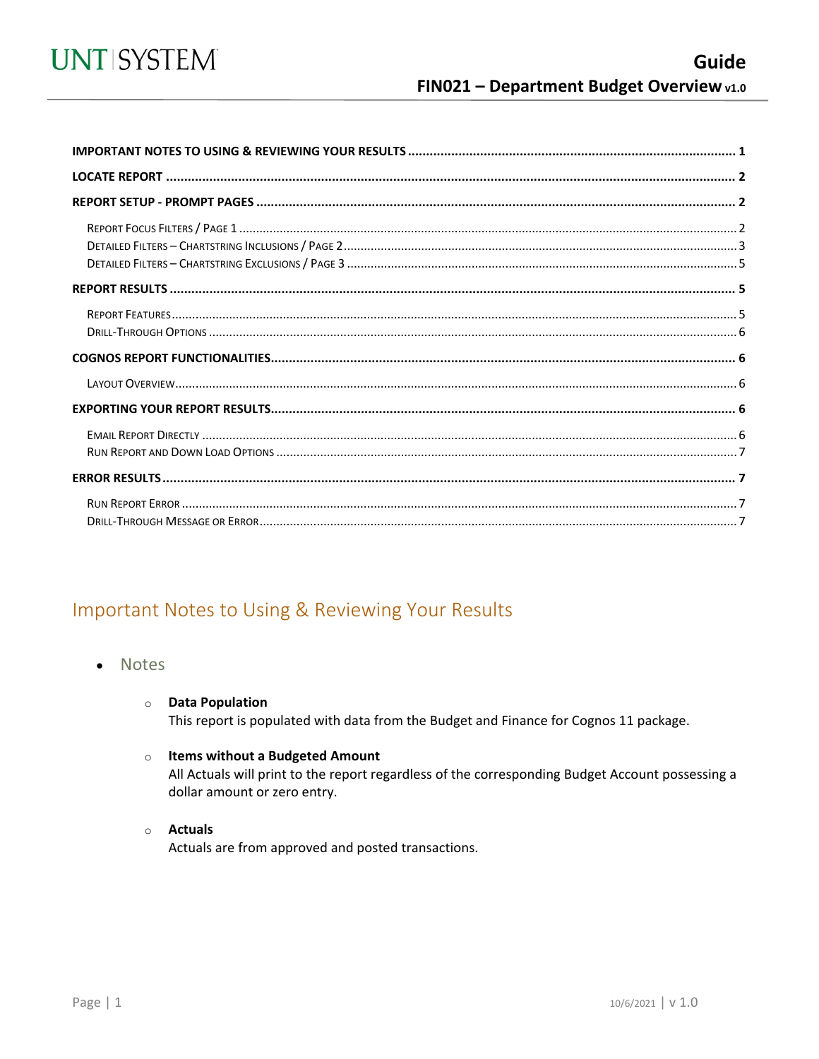# Guide

## FIN021 – Department Budget Overview v1.0

**IMPORTANT NOTES TO USING & REVIEWING YOUR RESULTS** .......... 1

**LOCATE REPORT** .......... 2

**REPORT SETUP - PROMPT PAGES** .......... 2

- Report Focus Filters / Page 1 .......... 2
- Detailed Filters – Chartstring Inclusions / Page 2 .......... 3
- Detailed Filters – Chartstring Exclusions / Page 3 .......... 5

**REPORT RESULTS** .......... 5

- Report Features .......... 5
- Drill-Through Options .......... 6

**COGNOS REPORT FUNCTIONALITIES** .......... 6

- Layout Overview .......... 6

**EXPORTING YOUR REPORT RESULTS** .......... 6

- Email Report Directly .......... 6
- Run Report and Down Load Options .......... 7

**ERROR RESULTS** .......... 7

- Run Report Error .......... 7
- Drill-Through Message or Error .......... 7

## Important Notes to Using & Reviewing Your Results

- Notes
  - **Data Population**
    This report is populated with data from the Budget and Finance for Cognos 11 package.
  - **Items without a Budgeted Amount**
    All Actuals will print to the report regardless of the corresponding Budget Account possessing a dollar amount or zero entry.
  - **Actuals**
    Actuals are from approved and posted transactions.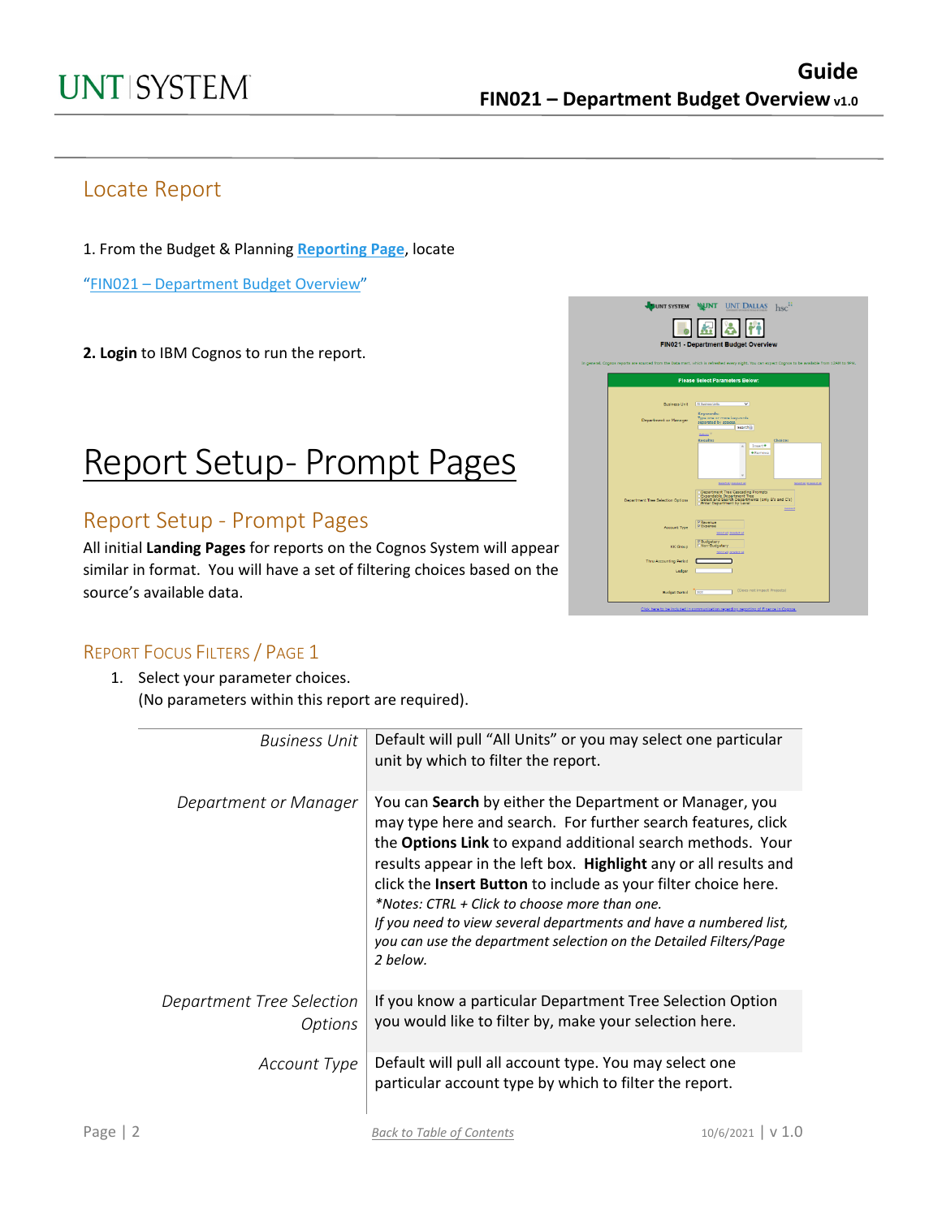## Locate Report

1. From the Budget & Planning **Reporting Page**, locate

"FIN021 – Department Budget Overview"

**2. Login** to IBM Cognos to run the report.

# Report Setup- Prompt Pages

## Report Setup - Prompt Pages

All initial **Landing Pages** for reports on the Cognos System will appear similar in format. You will have a set of filtering choices based on the source's available data.

### Report Focus Filters / Page 1

1. Select your parameter choices.
   (No parameters within this report are required).

| | |
|---|---|
| *Business Unit* | Default will pull "All Units" or you may select one particular unit by which to filter the report. |
| *Department or Manager* | You can **Search** by either the Department or Manager, you may type here and search. For further search features, click the **Options Link** to expand additional search methods. Your results appear in the left box. **Highlight** any or all results and click the **Insert Button** to include as your filter choice here. *\*Notes: CTRL + Click to choose more than one.* *If you need to view several departments and have a numbered list, you can use the department selection on the Detailed Filters/Page 2 below.* |
| *Department Tree Selection Options* | If you know a particular Department Tree Selection Option you would like to filter by, make your selection here. |
| *Account Type* | Default will pull all account type. You may select one particular account type by which to filter the report. |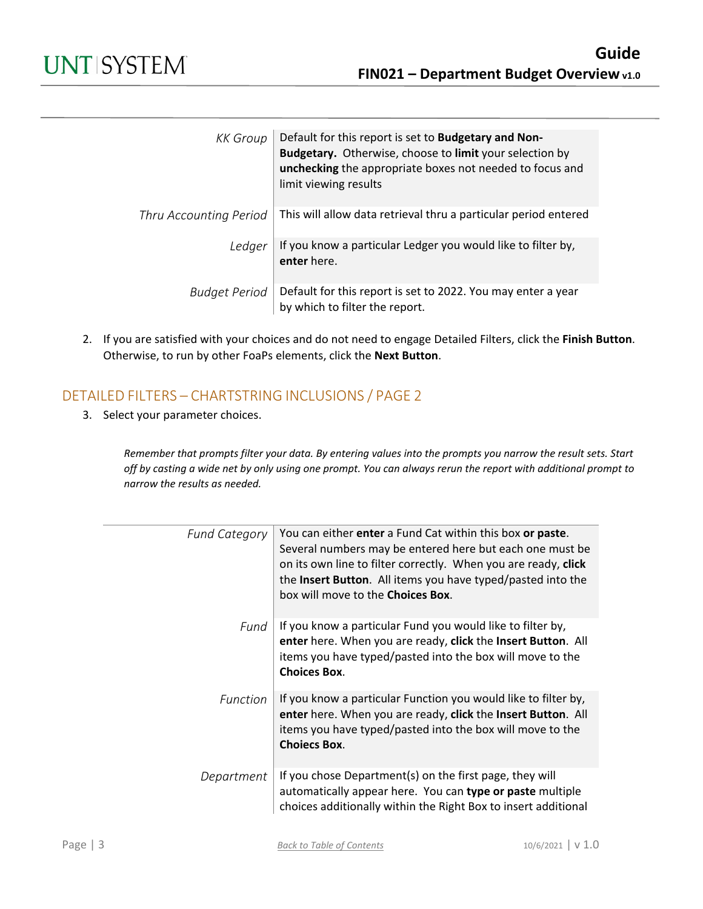| | |
|---|---|
| *KK Group* | Default for this report is set to **Budgetary and Non-Budgetary.** Otherwise, choose to **limit** your selection by **unchecking** the appropriate boxes not needed to focus and limit viewing results |
| *Thru Accounting Period* | This will allow data retrieval thru a particular period entered |
| *Ledger* | If you know a particular Ledger you would like to filter by, **enter** here. |
| *Budget Period* | Default for this report is set to 2022. You may enter a year by which to filter the report. |

2. If you are satisfied with your choices and do not need to engage Detailed Filters, click the **Finish Button**. Otherwise, to run by other FoaPs elements, click the **Next Button**.

## DETAILED FILTERS – CHARTSTRING INCLUSIONS / PAGE 2

3. Select your parameter choices.

*Remember that prompts filter your data. By entering values into the prompts you narrow the result sets. Start off by casting a wide net by only using one prompt. You can always rerun the report with additional prompt to narrow the results as needed.*

| | |
|---|---|
| *Fund Category* | You can either **enter** a Fund Cat within this box **or paste**. Several numbers may be entered here but each one must be on its own line to filter correctly. When you are ready, **click** the **Insert Button**. All items you have typed/pasted into the box will move to the **Choices Box**. |
| *Fund* | If you know a particular Fund you would like to filter by, **enter** here. When you are ready, **click** the **Insert Button**. All items you have typed/pasted into the box will move to the **Choices Box**. |
| *Function* | If you know a particular Function you would like to filter by, **enter** here. When you are ready, **click** the **Insert Button**. All items you have typed/pasted into the box will move to the **Choiecs Box**. |
| *Department* | If you chose Department(s) on the first page, they will automatically appear here. You can **type or paste** multiple choices additionally within the Right Box to insert additional |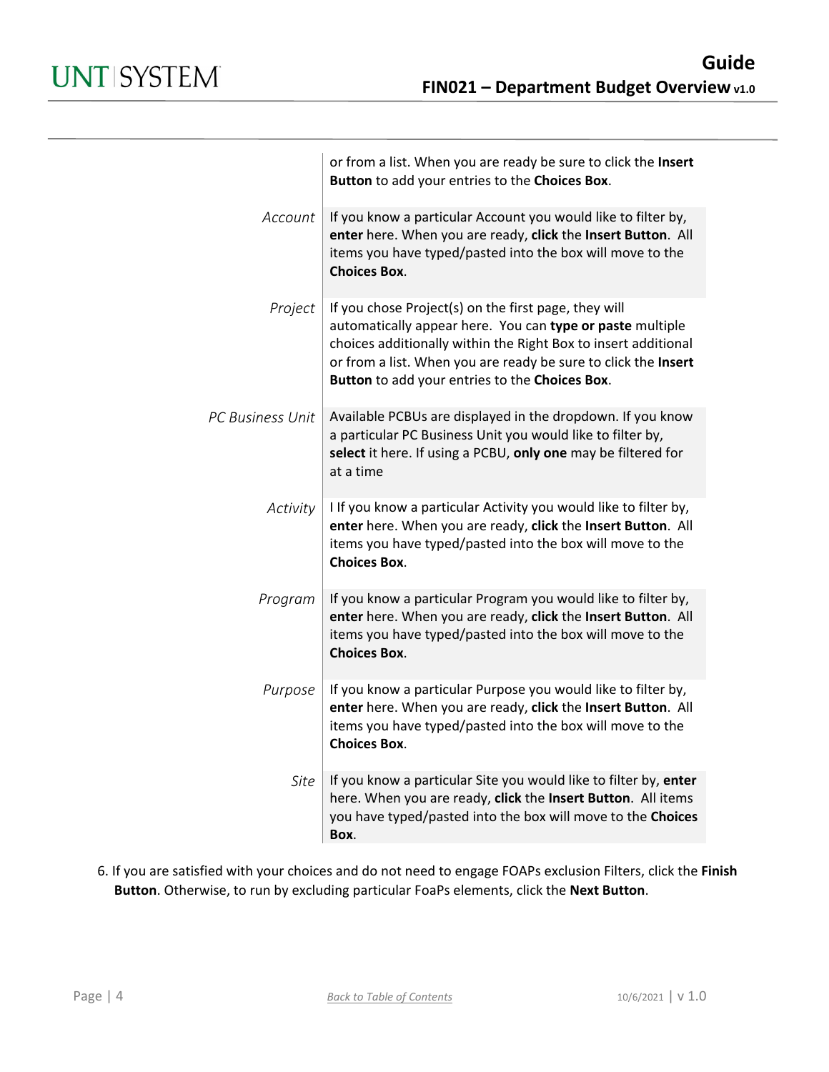| | |
|---|---|
| | or from a list. When you are ready be sure to click the **Insert Button** to add your entries to the **Choices Box**. |
| *Account* | If you know a particular Account you would like to filter by, **enter** here. When you are ready, **click** the **Insert Button**. All items you have typed/pasted into the box will move to the **Choices Box**. |
| *Project* | If you chose Project(s) on the first page, they will automatically appear here. You can **type or paste** multiple choices additionally within the Right Box to insert additional or from a list. When you are ready be sure to click the **Insert Button** to add your entries to the **Choices Box**. |
| *PC Business Unit* | Available PCBUs are displayed in the dropdown. If you know a particular PC Business Unit you would like to filter by, **select** it here. If using a PCBU, **only one** may be filtered for at a time |
| *Activity* | I If you know a particular Activity you would like to filter by, **enter** here. When you are ready, **click** the **Insert Button**. All items you have typed/pasted into the box will move to the **Choices Box**. |
| *Program* | If you know a particular Program you would like to filter by, **enter** here. When you are ready, **click** the **Insert Button**. All items you have typed/pasted into the box will move to the **Choices Box**. |
| *Purpose* | If you know a particular Purpose you would like to filter by, **enter** here. When you are ready, **click** the **Insert Button**. All items you have typed/pasted into the box will move to the **Choices Box**. |
| *Site* | If you know a particular Site you would like to filter by, **enter** here. When you are ready, **click** the **Insert Button**. All items you have typed/pasted into the box will move to the **Choices Box**. |

6. If you are satisfied with your choices and do not need to engage FOAPs exclusion Filters, click the **Finish Button**. Otherwise, to run by excluding particular FoaPs elements, click the **Next Button**.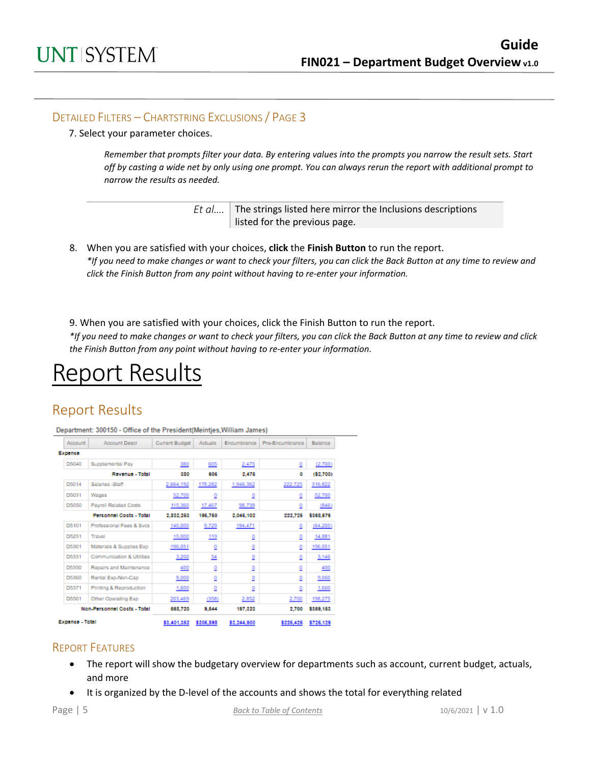### Detailed Filters – Chartstring Exclusions / Page 3

7. Select your parameter choices.

   *Remember that prompts filter your data. By entering values into the prompts you narrow the result sets. Start off by casting a wide net by only using one prompt. You can always rerun the report with additional prompt to narrow the results as needed.*

| | |
|---|---|
| *Et al….* | The strings listed here mirror the Inclusions descriptions listed for the previous page. |

8. When you are satisfied with your choices, **click** the **Finish Button** to run the report.
   *\*If you need to make changes or want to check your filters, you can click the Back Button at any time to review and click the Finish Button from any point without having to re-enter your information.*

9. When you are satisfied with your choices, click the Finish Button to run the report.
*\*If you need to make changes or want to check your filters, you can click the Back Button at any time to review and click the Finish Button from any point without having to re-enter your information.*

# Report Results

## Report Results

Department: 300150 - Office of the President(Meintjes,William James)

| Account | Account Descr | Current Budget | Actuals | Encumbrance | Pre-Encumbrance | Balance |
|---|---|---|---|---|---|---|
| **Expense** | | | | | | |
| D5040 | Supplemental Pay | 380 | 605 | 2,475 | 0 | (2,700) |
| | **Revenue - Total** | **380** | **605** | **2,475** | **0** | **($2,700)** |
| D5014 | Salaries -Staff | 2,664,192 | 178,282 | 1,946,362 | 222,725 | 316,822 |
| D5031 | Wages | 52,700 | 0 | 0 | 0 | 52,700 |
| D5050 | Payroll Related Costs | 115,360 | 17,467 | 98,739 | 0 | (846) |
| | **Personnel Costs - Total** | **2,832,253** | **195,750** | **2,045,102** | **222,725** | **$368,676** |
| D5101 | Professional Fees & Svcs | 140,000 | 9,729 | 194,471 | 0 | (64,200) |
| D5251 | Travel | 15,000 | 119 | 0 | 0 | 14,881 |
| D5301 | Materials & Supplies Exp | 196,051 | 0 | 0 | 0 | 196,051 |
| D5331 | Communication & Utilities | 3,200 | 54 | 0 | 0 | 3,146 |
| D5350 | Repairs and Maintenance | 400 | 0 | 0 | 0 | 400 |
| D5360 | Rental Exp-Non-Cap | 9,000 | 0 | 0 | 0 | 9,000 |
| D5371 | Printing & Reproduction | 1,600 | 0 | 0 | 0 | 1,600 |
| D5501 | Other Operating Exp | 203,469 | (358) | 2,852 | 2,700 | 198,275 |
| | **Non-Personnel Costs - Total** | **568,720** | **9,544** | **197,323** | **2,700** | **$359,153** |
| **Expense - Total** | | **$3,401,352** | **$205,898** | **$2,244,900** | **$225,425** | **$725,129** |

### Report Features

- The report will show the budgetary overview for departments such as account, current budget, actuals, and more
- It is organized by the D-level of the accounts and shows the total for everything related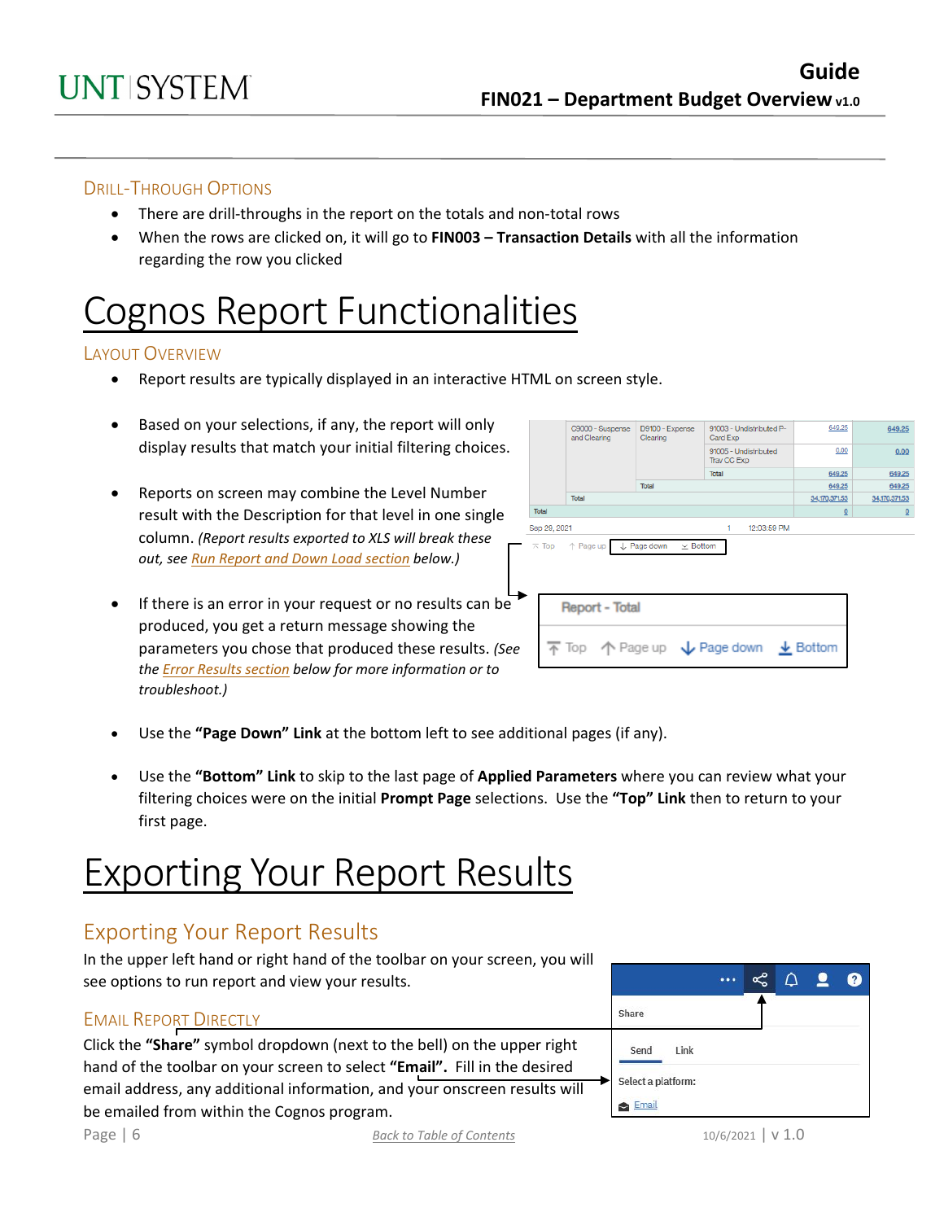### Drill-Through Options

- There are drill-throughs in the report on the totals and non-total rows
- When the rows are clicked on, it will go to **FIN003 – Transaction Details** with all the information regarding the row you clicked

# Cognos Report Functionalities

### Layout Overview

- Report results are typically displayed in an interactive HTML on screen style.
- Based on your selections, if any, the report will only display results that match your initial filtering choices.
- Reports on screen may combine the Level Number result with the Description for that level in one single column. *(Report results exported to XLS will break these out, see Run Report and Down Load section below.)*
- If there is an error in your request or no results can be produced, you get a return message showing the parameters you chose that produced these results. *(See the Error Results section below for more information or to troubleshoot.)*
- Use the **"Page Down" Link** at the bottom left to see additional pages (if any).
- Use the **"Bottom" Link** to skip to the last page of **Applied Parameters** where you can review what your filtering choices were on the initial **Prompt Page** selections. Use the **"Top" Link** then to return to your first page.

# Exporting Your Report Results

## Exporting Your Report Results

In the upper left hand or right hand of the toolbar on your screen, you will see options to run report and view your results.

### Email Report Directly

Click the **"Share"** symbol dropdown (next to the bell) on the upper right hand of the toolbar on your screen to select **"Email"**. Fill in the desired email address, any additional information, and your onscreen results will be emailed from within the Cognos program.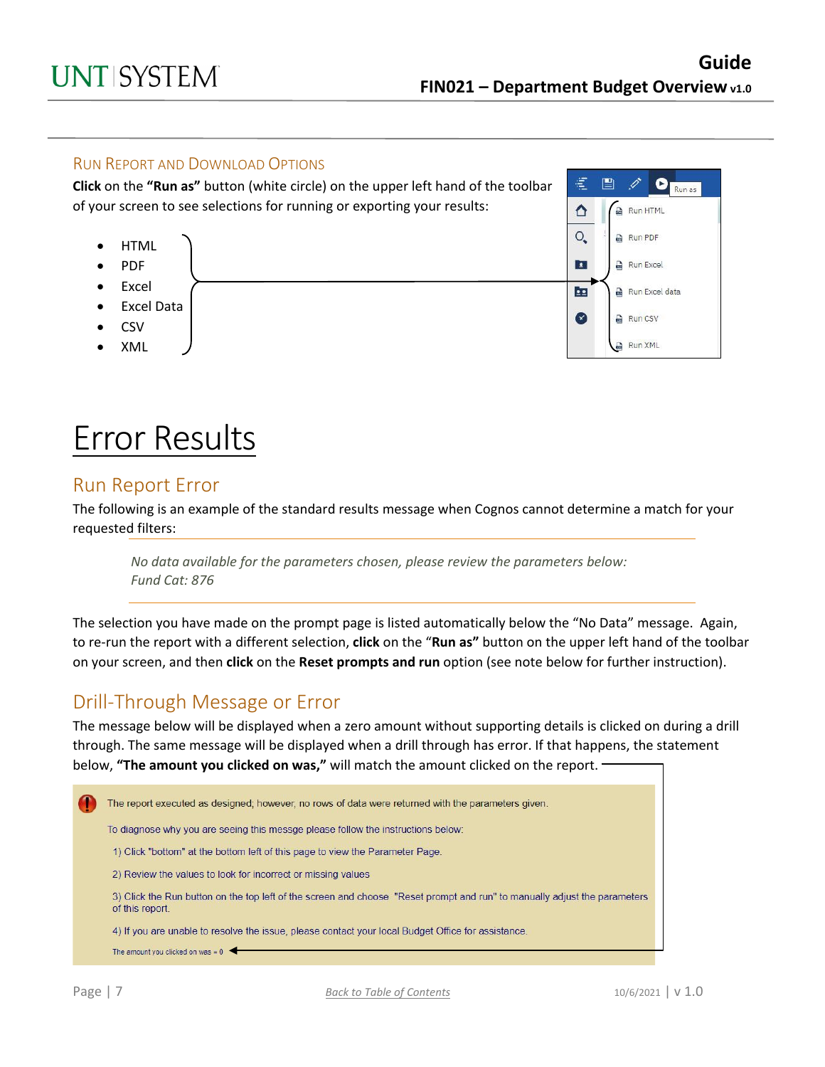### Run Report and Download Options

**Click** on the **"Run as"** button (white circle) on the upper left hand of the toolbar of your screen to see selections for running or exporting your results:

- HTML
- PDF
- Excel
- Excel Data
- CSV
- XML

Run as

Run HTML
Run PDF
Run Excel
Run Excel data
Run CSV
Run XML

# Error Results

## Run Report Error

The following is an example of the standard results message when Cognos cannot determine a match for your requested filters:

> *No data available for the parameters chosen, please review the parameters below:*
> *Fund Cat: 876*

The selection you have made on the prompt page is listed automatically below the "No Data" message. Again, to re-run the report with a different selection, **click** on the "**Run as"** button on the upper left hand of the toolbar on your screen, and then **click** on the **Reset prompts and run** option (see note below for further instruction).

## Drill-Through Message or Error

The message below will be displayed when a zero amount without supporting details is clicked on during a drill through. The same message will be displayed when a drill through has error. If that happens, the statement below, **"The amount you clicked on was,"** will match the amount clicked on the report.

The report executed as designed; however, no rows of data were returned with the parameters given.

To diagnose why you are seeing this messge please follow the instructions below:

1) Click "bottom" at the bottom left of this page to view the Parameter Page.

2) Review the values to look for incorrect or missing values

3) Click the Run button on the top left of the screen and choose "Reset prompt and run" to manually adjust the parameters of this report.

4) If you are unable to resolve the issue, please contact your local Budget Office for assistance.

The amount you clicked on was = 0

Back to Table of Contents